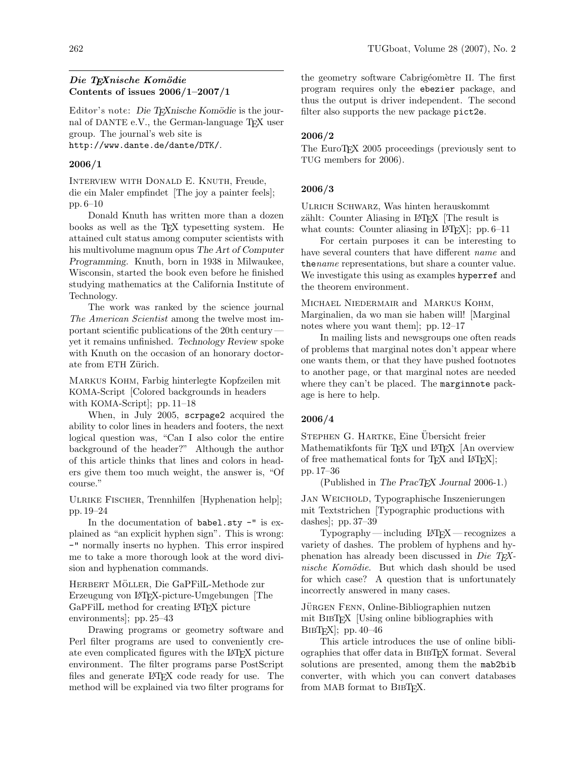## *Die TEXnische Komödie* Contents of issues 2006/1–2007/1

Editor's note: *Die TEXnische Komödie* is the journal of DANTE e.V., the German-language TEX user group. The journal's web site is `http://www.dante.de/dante/DTK/`.

### 2006/1

Interview with Donald E. Knuth, Freude, die ein Maler empfindet [The joy a painter feels]; pp. 6–10

Donald Knuth has written more than a dozen books as well as the TEX typesetting system. He attained cult status among computer scientists with his multivolume magnum opus *The Art of Computer Programming*. Knuth, born in 1938 in Milwaukee, Wisconsin, started the book even before he finished studying mathematics at the California Institute of Technology.

The work was ranked by the science journal *The American Scientist* among the twelve most important scientific publications of the 20th century — yet it remains unfinished. *Technology Review* spoke with Knuth on the occasion of an honorary doctorate from ETH Zürich.

Markus Kohm, Farbig hinterlegte Kopfzeilen mit KOMA-Script [Colored backgrounds in headers with KOMA-Script]; pp. 11–18

When, in July 2005, `scrpage2` acquired the ability to color lines in headers and footers, the next logical question was, "Can I also color the entire background of the header?" Although the author of this article thinks that lines and colors in headers give them too much weight, the answer is, "Of course."

Ulrike Fischer, Trennhilfen [Hyphenation help]; pp. 19–24

In the documentation of `babel.sty` `-"` is explained as "an explicit hyphen sign". This is wrong: `-"` normally inserts no hyphen. This error inspired me to take a more thorough look at the word division and hyphenation commands.

Herbert Möller, Die GaPFilL-Methode zur Erzeugung von LATEX-picture-Umgebungen [The GaPFilL method for creating LATEX picture environments]; pp. 25–43

Drawing programs or geometry software and Perl filter programs are used to conveniently create even complicated figures with the LATEX picture environment. The filter programs parse PostScript files and generate LATEX code ready for use. The method will be explained via two filter programs for the geometry software Cabrigéomètre II. The first program requires only the `ebezier` package, and thus the output is driver independent. The second filter also supports the new package `pict2e`.

### 2006/2

The EuroTEX 2005 proceedings (previously sent to TUG members for 2006).

### 2006/3

Ulrich Schwarz, Was hinten herauskommt zählt: Counter Aliasing in LATEX [The result is what counts: Counter aliasing in LATEX]; pp. 6–11

For certain purposes it can be interesting to have several counters that have different *name* and `the`*name* representations, but share a counter value. We investigate this using as examples `hyperref` and the theorem environment.

Michael Niedermair and Markus Kohm, Marginalien, da wo man sie haben will! [Marginal notes where you want them]; pp. 12–17

In mailing lists and newsgroups one often reads of problems that marginal notes don't appear where one wants them, or that they have pushed footnotes to another page, or that marginal notes are needed where they can't be placed. The `marginnote` package is here to help.

### 2006/4

Stephen G. Hartke, Eine Übersicht freier Mathematikfonts für TEX und LATEX [An overview of free mathematical fonts for TEX and LATEX]; pp. 17–36

(Published in *The PracTEX Journal* 2006-1.)

Jan Weichold, Typographische Inszenierungen mit Textstrichen [Typographic productions with dashes]; pp. 37–39

Typography — including LATEX — recognizes a variety of dashes. The problem of hyphens and hyphenation has already been discussed in *Die TEXnische Komödie*. But which dash should be used for which case? A question that is unfortunately incorrectly answered in many cases.

Jürgen Fenn, Online-Bibliographien nutzen mit BibTEX [Using online bibliographies with BibTEX]; pp. 40–46

This article introduces the use of online bibliographies that offer data in BibTEX format. Several solutions are presented, among them the `mab2bib` converter, with which you can convert databases from MAB format to BibTEX.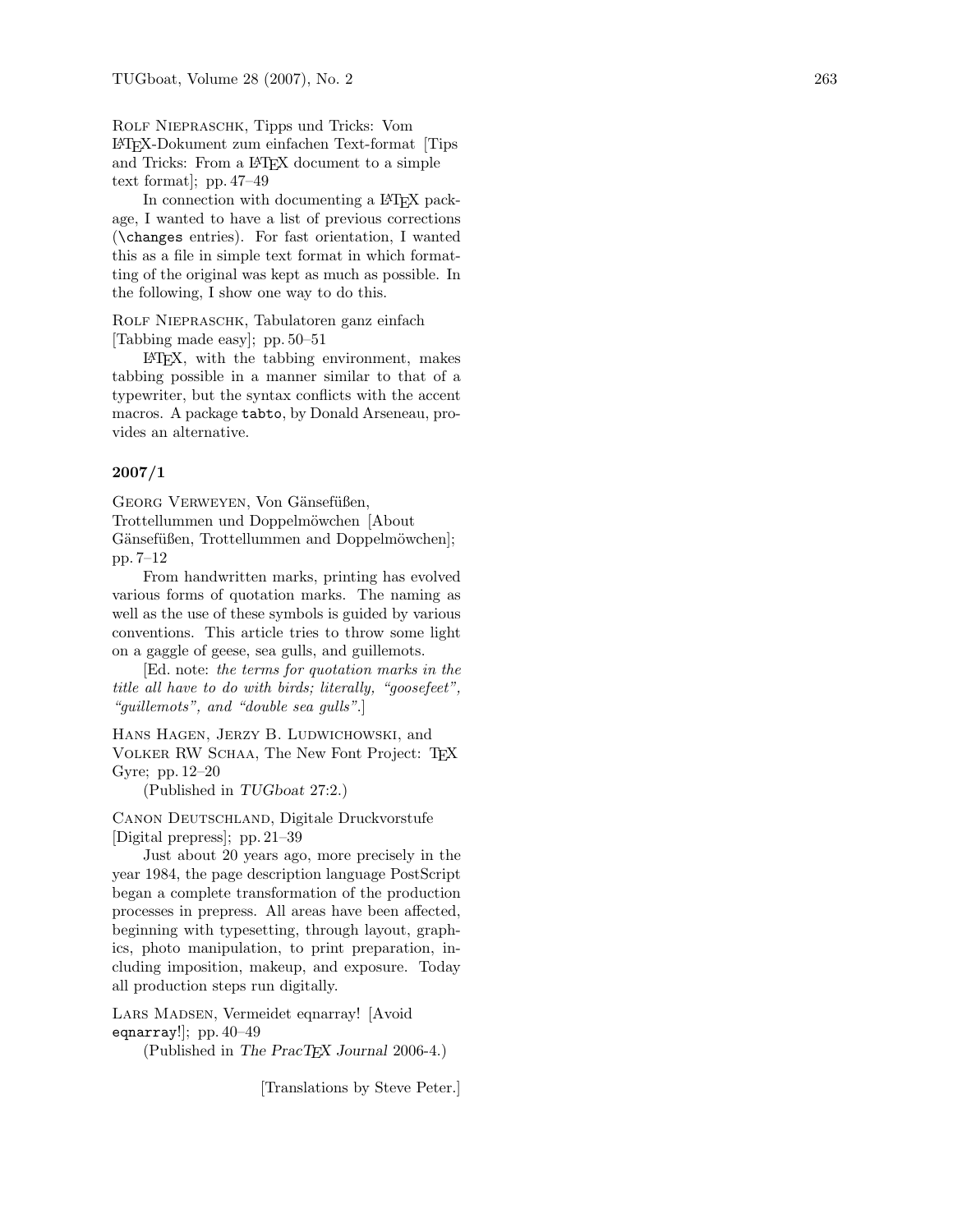Rolf Niepraschk, Tipps und Tricks: Vom LaTeX-Dokument zum einfachen Text-format [Tips and Tricks: From a LaTeX document to a simple text format]; pp. 47–49

In connection with documenting a LaTeX package, I wanted to have a list of previous corrections (`\changes` entries). For fast orientation, I wanted this as a file in simple text format in which formatting of the original was kept as much as possible. In the following, I show one way to do this.

Rolf Niepraschk, Tabulatoren ganz einfach [Tabbing made easy]; pp. 50–51

LaTeX, with the tabbing environment, makes tabbing possible in a manner similar to that of a typewriter, but the syntax conflicts with the accent macros. A package `tabto`, by Donald Arseneau, provides an alternative.

### 2007/1

Georg Verweyen, Von Gänsefüßen, Trottellummen und Doppelmöwchen [About Gänsefüßen, Trottellummen and Doppelmöwchen]; pp. 7–12

From handwritten marks, printing has evolved various forms of quotation marks. The naming as well as the use of these symbols is guided by various conventions. This article tries to throw some light on a gaggle of geese, sea gulls, and guillemots.

[Ed. note: *the terms for quotation marks in the title all have to do with birds; literally, "goosefeet", "guillemots", and "double sea gulls".*]

Hans Hagen, Jerzy B. Ludwichowski, and Volker RW Schaa, The New Font Project: TeX Gyre; pp. 12–20

(Published in *TUGboat* 27:2.)

Canon Deutschland, Digitale Druckvorstufe [Digital prepress]; pp. 21–39

Just about 20 years ago, more precisely in the year 1984, the page description language PostScript began a complete transformation of the production processes in prepress. All areas have been affected, beginning with typesetting, through layout, graphics, photo manipulation, to print preparation, including imposition, makeup, and exposure. Today all production steps run digitally.

Lars Madsen, Vermeidet eqnarray! [Avoid `eqnarray`!]; pp. 40–49

(Published in *The PracTeX Journal* 2006-4.)

[Translations by Steve Peter.]